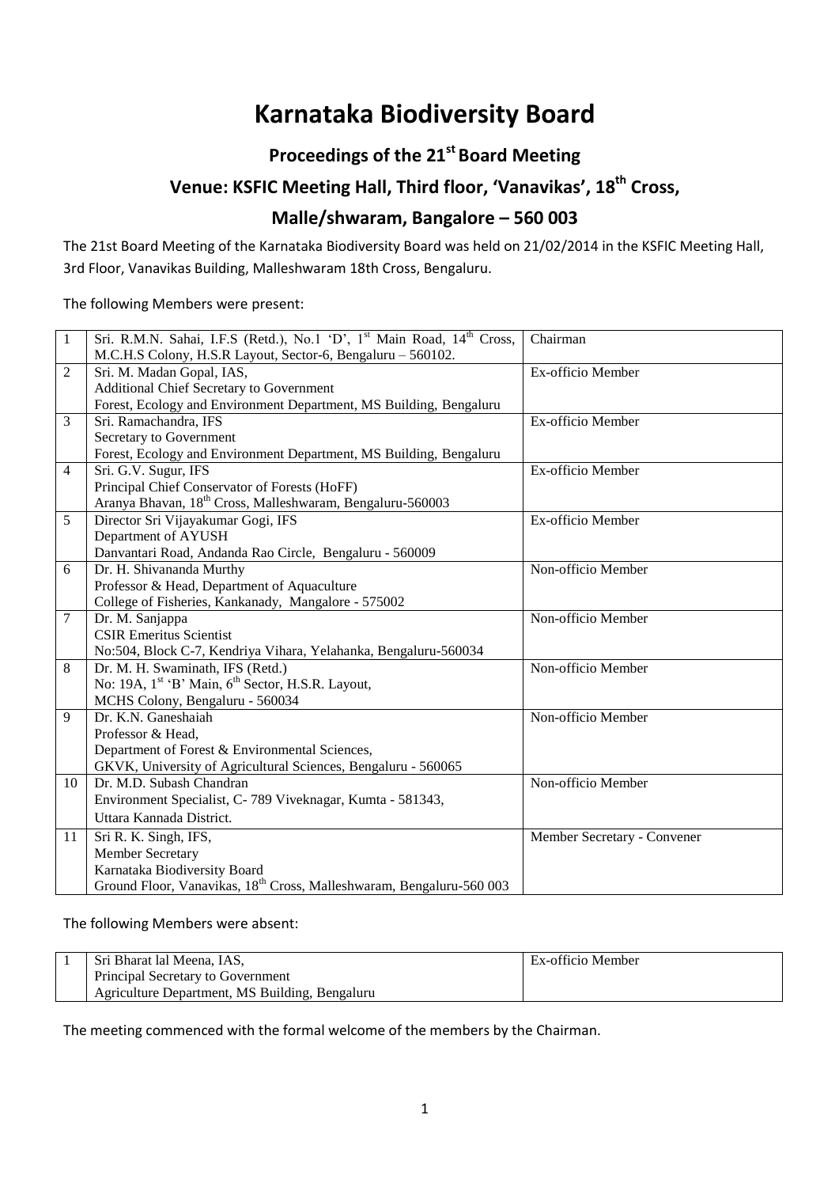# Karnataka Biodiversity Board

## Proceedings of the 21st Board Meeting

## Venue: KSFIC Meeting Hall, Third floor, 'Vanavikas', 18th Cross, Malle/shwaram, Bangalore – 560 003

The 21st Board Meeting of the Karnataka Biodiversity Board was held on 21/02/2014 in the KSFIC Meeting Hall, 3rd Floor, Vanavikas Building, Malleshwaram 18th Cross, Bengaluru.

The following Members were present:

| | | |
|---|---|---|
| 1 | Sri. R.M.N. Sahai, I.F.S (Retd.), No.1 'D', 1st Main Road, 14th Cross, M.C.H.S Colony, H.S.R Layout, Sector-6, Bengaluru – 560102. | Chairman |
| 2 | Sri. M. Madan Gopal, IAS, Additional Chief Secretary to Government Forest, Ecology and Environment Department, MS Building, Bengaluru | Ex-officio Member |
| 3 | Sri. Ramachandra, IFS Secretary to Government Forest, Ecology and Environment Department, MS Building, Bengaluru | Ex-officio Member |
| 4 | Sri. G.V. Sugur, IFS Principal Chief Conservator of Forests (HoFF) Aranya Bhavan, 18th Cross, Malleshwaram, Bengaluru-560003 | Ex-officio Member |
| 5 | Director Sri Vijayakumar Gogi, IFS Department of AYUSH Danvantari Road, Andanda Rao Circle, Bengaluru - 560009 | Ex-officio Member |
| 6 | Dr. H. Shivananda Murthy Professor & Head, Department of Aquaculture College of Fisheries, Kankanady, Mangalore - 575002 | Non-officio Member |
| 7 | Dr. M. Sanjappa CSIR Emeritus Scientist No:504, Block C-7, Kendriya Vihara, Yelahanka, Bengaluru-560034 | Non-officio Member |
| 8 | Dr. M. H. Swaminath, IFS (Retd.) No: 19A, 1st 'B' Main, 6th Sector, H.S.R. Layout, MCHS Colony, Bengaluru - 560034 | Non-officio Member |
| 9 | Dr. K.N. Ganeshaiah Professor & Head, Department of Forest & Environmental Sciences, GKVK, University of Agricultural Sciences, Bengaluru - 560065 | Non-officio Member |
| 10 | Dr. M.D. Subash Chandran Environment Specialist, C- 789 Viveknagar, Kumta - 581343, Uttara Kannada District. | Non-officio Member |
| 11 | Sri R. K. Singh, IFS, Member Secretary Karnataka Biodiversity Board Ground Floor, Vanavikas, 18th Cross, Malleshwaram, Bengaluru-560 003 | Member Secretary - Convener |

The following Members were absent:

| | | |
|---|---|---|
| 1 | Sri Bharat lal Meena, IAS, Principal Secretary to Government Agriculture Department, MS Building, Bengaluru | Ex-officio Member |

The meeting commenced with the formal welcome of the members by the Chairman.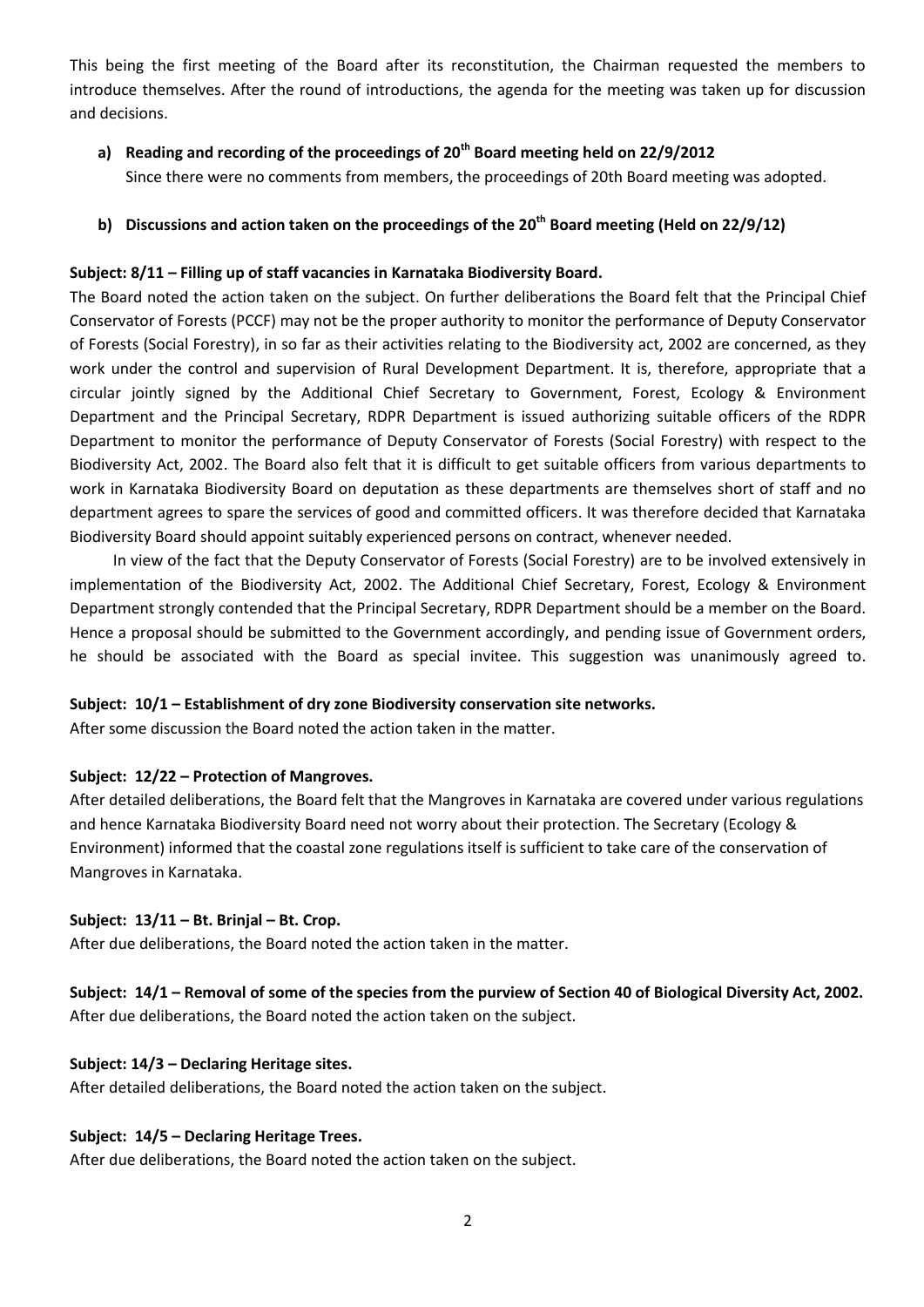This being the first meeting of the Board after its reconstitution, the Chairman requested the members to introduce themselves. After the round of introductions, the agenda for the meeting was taken up for discussion and decisions.

**a) Reading and recording of the proceedings of 20th Board meeting held on 22/9/2012**

Since there were no comments from members, the proceedings of 20th Board meeting was adopted.

**b) Discussions and action taken on the proceedings of the 20th Board meeting (Held on 22/9/12)**

**Subject: 8/11 – Filling up of staff vacancies in Karnataka Biodiversity Board.**

The Board noted the action taken on the subject. On further deliberations the Board felt that the Principal Chief Conservator of Forests (PCCF) may not be the proper authority to monitor the performance of Deputy Conservator of Forests (Social Forestry), in so far as their activities relating to the Biodiversity act, 2002 are concerned, as they work under the control and supervision of Rural Development Department. It is, therefore, appropriate that a circular jointly signed by the Additional Chief Secretary to Government, Forest, Ecology & Environment Department and the Principal Secretary, RDPR Department is issued authorizing suitable officers of the RDPR Department to monitor the performance of Deputy Conservator of Forests (Social Forestry) with respect to the Biodiversity Act, 2002. The Board also felt that it is difficult to get suitable officers from various departments to work in Karnataka Biodiversity Board on deputation as these departments are themselves short of staff and no department agrees to spare the services of good and committed officers. It was therefore decided that Karnataka Biodiversity Board should appoint suitably experienced persons on contract, whenever needed.

In view of the fact that the Deputy Conservator of Forests (Social Forestry) are to be involved extensively in implementation of the Biodiversity Act, 2002. The Additional Chief Secretary, Forest, Ecology & Environment Department strongly contended that the Principal Secretary, RDPR Department should be a member on the Board. Hence a proposal should be submitted to the Government accordingly, and pending issue of Government orders, he should be associated with the Board as special invitee. This suggestion was unanimously agreed to.

**Subject: 10/1 – Establishment of dry zone Biodiversity conservation site networks.**

After some discussion the Board noted the action taken in the matter.

**Subject: 12/22 – Protection of Mangroves.**

After detailed deliberations, the Board felt that the Mangroves in Karnataka are covered under various regulations and hence Karnataka Biodiversity Board need not worry about their protection. The Secretary (Ecology & Environment) informed that the coastal zone regulations itself is sufficient to take care of the conservation of Mangroves in Karnataka.

**Subject: 13/11 – Bt. Brinjal – Bt. Crop.**

After due deliberations, the Board noted the action taken in the matter.

**Subject: 14/1 – Removal of some of the species from the purview of Section 40 of Biological Diversity Act, 2002.**

After due deliberations, the Board noted the action taken on the subject.

**Subject: 14/3 – Declaring Heritage sites.**

After detailed deliberations, the Board noted the action taken on the subject.

**Subject: 14/5 – Declaring Heritage Trees.**

After due deliberations, the Board noted the action taken on the subject.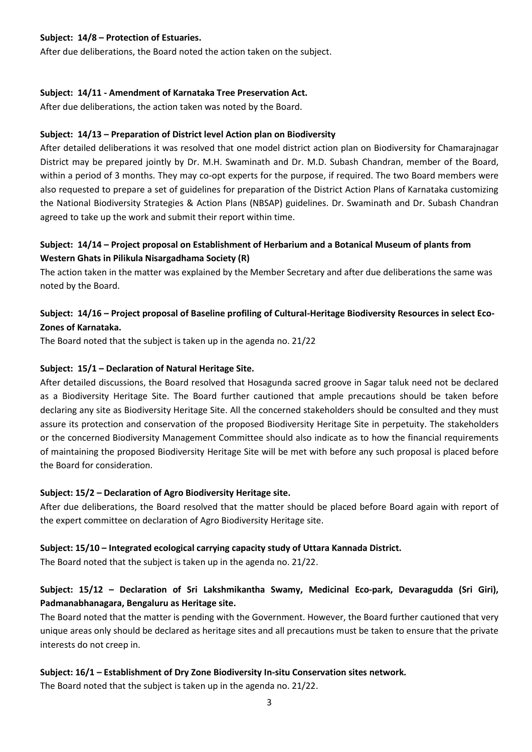**Subject: 14/8 – Protection of Estuaries.**

After due deliberations, the Board noted the action taken on the subject.

**Subject: 14/11 - Amendment of Karnataka Tree Preservation Act.**

After due deliberations, the action taken was noted by the Board.

**Subject: 14/13 – Preparation of District level Action plan on Biodiversity**

After detailed deliberations it was resolved that one model district action plan on Biodiversity for Chamarajnagar District may be prepared jointly by Dr. M.H. Swaminath and Dr. M.D. Subash Chandran, member of the Board, within a period of 3 months. They may co-opt experts for the purpose, if required. The two Board members were also requested to prepare a set of guidelines for preparation of the District Action Plans of Karnataka customizing the National Biodiversity Strategies & Action Plans (NBSAP) guidelines. Dr. Swaminath and Dr. Subash Chandran agreed to take up the work and submit their report within time.

**Subject: 14/14 – Project proposal on Establishment of Herbarium and a Botanical Museum of plants from Western Ghats in Pilikula Nisargadhama Society (R)**

The action taken in the matter was explained by the Member Secretary and after due deliberations the same was noted by the Board.

**Subject: 14/16 – Project proposal of Baseline profiling of Cultural-Heritage Biodiversity Resources in select Eco-Zones of Karnataka.**

The Board noted that the subject is taken up in the agenda no. 21/22

**Subject: 15/1 – Declaration of Natural Heritage Site.**

After detailed discussions, the Board resolved that Hosagunda sacred groove in Sagar taluk need not be declared as a Biodiversity Heritage Site. The Board further cautioned that ample precautions should be taken before declaring any site as Biodiversity Heritage Site. All the concerned stakeholders should be consulted and they must assure its protection and conservation of the proposed Biodiversity Heritage Site in perpetuity. The stakeholders or the concerned Biodiversity Management Committee should also indicate as to how the financial requirements of maintaining the proposed Biodiversity Heritage Site will be met with before any such proposal is placed before the Board for consideration.

**Subject: 15/2 – Declaration of Agro Biodiversity Heritage site.**

After due deliberations, the Board resolved that the matter should be placed before Board again with report of the expert committee on declaration of Agro Biodiversity Heritage site.

**Subject: 15/10 – Integrated ecological carrying capacity study of Uttara Kannada District.**

The Board noted that the subject is taken up in the agenda no. 21/22.

**Subject: 15/12 – Declaration of Sri Lakshmikantha Swamy, Medicinal Eco-park, Devaragudda (Sri Giri), Padmanabhanagara, Bengaluru as Heritage site.**

The Board noted that the matter is pending with the Government. However, the Board further cautioned that very unique areas only should be declared as heritage sites and all precautions must be taken to ensure that the private interests do not creep in.

**Subject: 16/1 – Establishment of Dry Zone Biodiversity In-situ Conservation sites network.**

The Board noted that the subject is taken up in the agenda no. 21/22.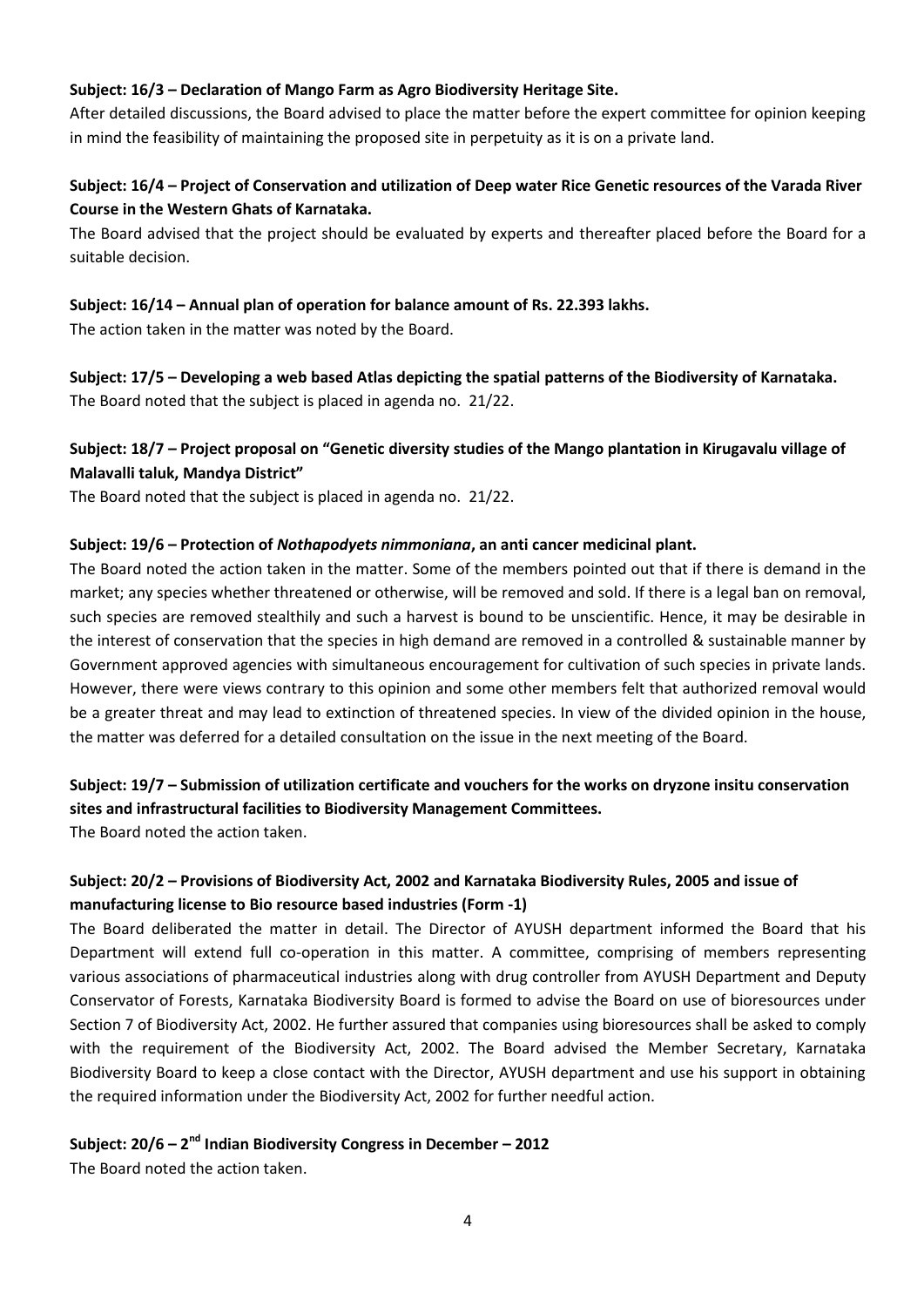**Subject: 16/3 – Declaration of Mango Farm as Agro Biodiversity Heritage Site.**

After detailed discussions, the Board advised to place the matter before the expert committee for opinion keeping in mind the feasibility of maintaining the proposed site in perpetuity as it is on a private land.

**Subject: 16/4 – Project of Conservation and utilization of Deep water Rice Genetic resources of the Varada River Course in the Western Ghats of Karnataka.**

The Board advised that the project should be evaluated by experts and thereafter placed before the Board for a suitable decision.

**Subject: 16/14 – Annual plan of operation for balance amount of Rs. 22.393 lakhs.**

The action taken in the matter was noted by the Board.

**Subject: 17/5 – Developing a web based Atlas depicting the spatial patterns of the Biodiversity of Karnataka.**

The Board noted that the subject is placed in agenda no. 21/22.

**Subject: 18/7 – Project proposal on "Genetic diversity studies of the Mango plantation in Kirugavalu village of Malavalli taluk, Mandya District"**

The Board noted that the subject is placed in agenda no. 21/22.

**Subject: 19/6 – Protection of *Nothapodyets nimmoniana*, an anti cancer medicinal plant.**

The Board noted the action taken in the matter. Some of the members pointed out that if there is demand in the market; any species whether threatened or otherwise, will be removed and sold. If there is a legal ban on removal, such species are removed stealthily and such a harvest is bound to be unscientific. Hence, it may be desirable in the interest of conservation that the species in high demand are removed in a controlled & sustainable manner by Government approved agencies with simultaneous encouragement for cultivation of such species in private lands. However, there were views contrary to this opinion and some other members felt that authorized removal would be a greater threat and may lead to extinction of threatened species. In view of the divided opinion in the house, the matter was deferred for a detailed consultation on the issue in the next meeting of the Board.

**Subject: 19/7 – Submission of utilization certificate and vouchers for the works on dryzone insitu conservation sites and infrastructural facilities to Biodiversity Management Committees.**

The Board noted the action taken.

**Subject: 20/2 – Provisions of Biodiversity Act, 2002 and Karnataka Biodiversity Rules, 2005 and issue of manufacturing license to Bio resource based industries (Form -1)**

The Board deliberated the matter in detail. The Director of AYUSH department informed the Board that his Department will extend full co-operation in this matter. A committee, comprising of members representing various associations of pharmaceutical industries along with drug controller from AYUSH Department and Deputy Conservator of Forests, Karnataka Biodiversity Board is formed to advise the Board on use of bioresources under Section 7 of Biodiversity Act, 2002. He further assured that companies using bioresources shall be asked to comply with the requirement of the Biodiversity Act, 2002. The Board advised the Member Secretary, Karnataka Biodiversity Board to keep a close contact with the Director, AYUSH department and use his support in obtaining the required information under the Biodiversity Act, 2002 for further needful action.

**Subject: 20/6 – 2nd Indian Biodiversity Congress in December – 2012**

The Board noted the action taken.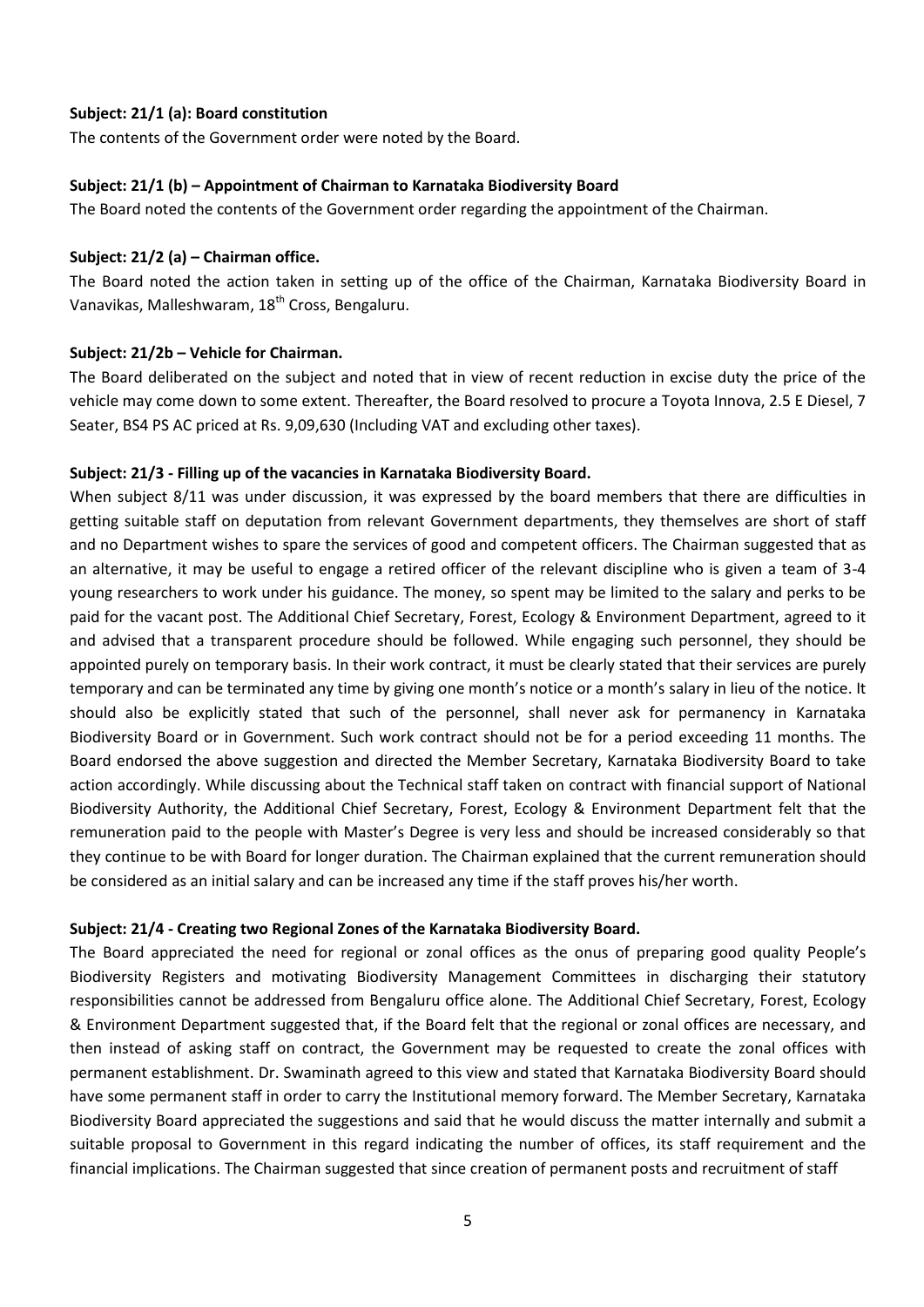**Subject: 21/1 (a): Board constitution**

The contents of the Government order were noted by the Board.

**Subject: 21/1 (b) – Appointment of Chairman to Karnataka Biodiversity Board**

The Board noted the contents of the Government order regarding the appointment of the Chairman.

**Subject: 21/2 (a) – Chairman office.**

The Board noted the action taken in setting up of the office of the Chairman, Karnataka Biodiversity Board in Vanavikas, Malleshwaram, 18th Cross, Bengaluru.

**Subject: 21/2b – Vehicle for Chairman.**

The Board deliberated on the subject and noted that in view of recent reduction in excise duty the price of the vehicle may come down to some extent. Thereafter, the Board resolved to procure a Toyota Innova, 2.5 E Diesel, 7 Seater, BS4 PS AC priced at Rs. 9,09,630 (Including VAT and excluding other taxes).

**Subject: 21/3 - Filling up of the vacancies in Karnataka Biodiversity Board.**

When subject 8/11 was under discussion, it was expressed by the board members that there are difficulties in getting suitable staff on deputation from relevant Government departments, they themselves are short of staff and no Department wishes to spare the services of good and competent officers. The Chairman suggested that as an alternative, it may be useful to engage a retired officer of the relevant discipline who is given a team of 3-4 young researchers to work under his guidance. The money, so spent may be limited to the salary and perks to be paid for the vacant post. The Additional Chief Secretary, Forest, Ecology & Environment Department, agreed to it and advised that a transparent procedure should be followed. While engaging such personnel, they should be appointed purely on temporary basis. In their work contract, it must be clearly stated that their services are purely temporary and can be terminated any time by giving one month's notice or a month's salary in lieu of the notice. It should also be explicitly stated that such of the personnel, shall never ask for permanency in Karnataka Biodiversity Board or in Government. Such work contract should not be for a period exceeding 11 months. The Board endorsed the above suggestion and directed the Member Secretary, Karnataka Biodiversity Board to take action accordingly. While discussing about the Technical staff taken on contract with financial support of National Biodiversity Authority, the Additional Chief Secretary, Forest, Ecology & Environment Department felt that the remuneration paid to the people with Master's Degree is very less and should be increased considerably so that they continue to be with Board for longer duration. The Chairman explained that the current remuneration should be considered as an initial salary and can be increased any time if the staff proves his/her worth.

**Subject: 21/4 - Creating two Regional Zones of the Karnataka Biodiversity Board.**

The Board appreciated the need for regional or zonal offices as the onus of preparing good quality People's Biodiversity Registers and motivating Biodiversity Management Committees in discharging their statutory responsibilities cannot be addressed from Bengaluru office alone. The Additional Chief Secretary, Forest, Ecology & Environment Department suggested that, if the Board felt that the regional or zonal offices are necessary, and then instead of asking staff on contract, the Government may be requested to create the zonal offices with permanent establishment. Dr. Swaminath agreed to this view and stated that Karnataka Biodiversity Board should have some permanent staff in order to carry the Institutional memory forward. The Member Secretary, Karnataka Biodiversity Board appreciated the suggestions and said that he would discuss the matter internally and submit a suitable proposal to Government in this regard indicating the number of offices, its staff requirement and the financial implications. The Chairman suggested that since creation of permanent posts and recruitment of staff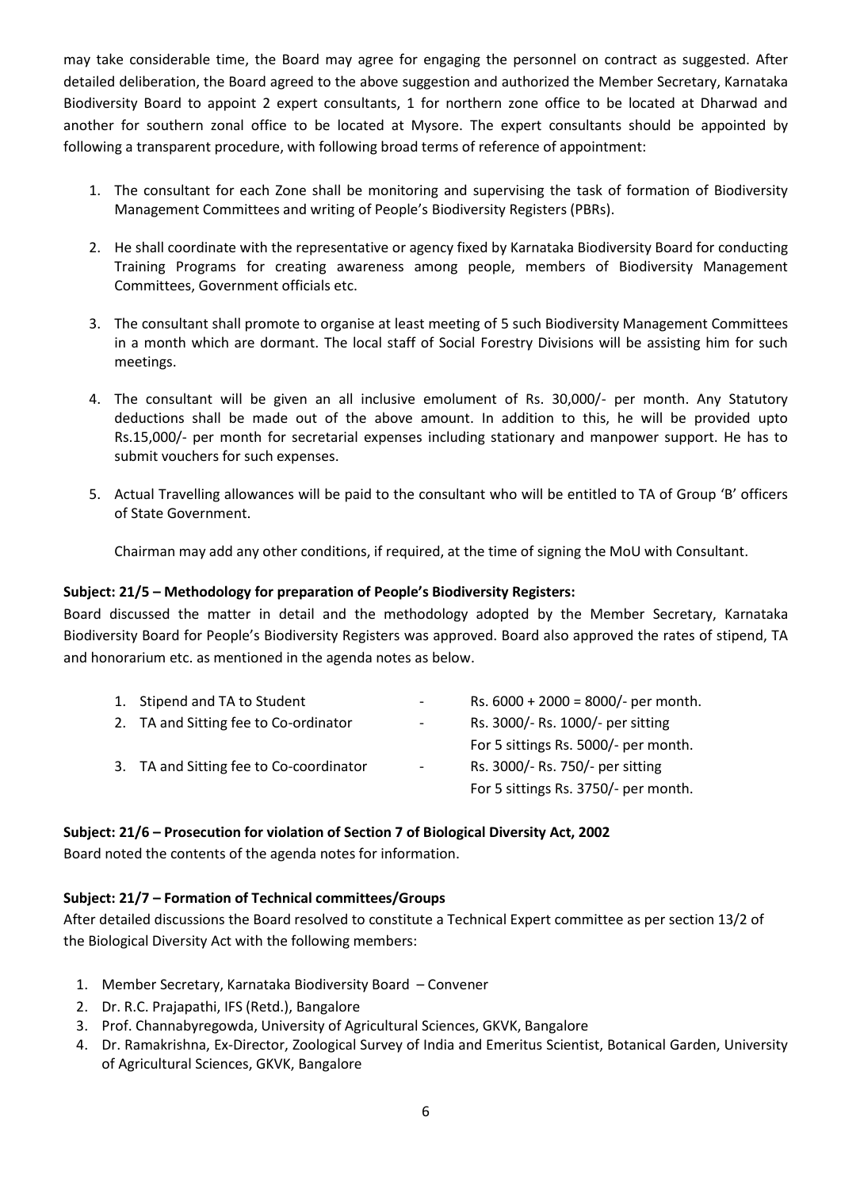may take considerable time, the Board may agree for engaging the personnel on contract as suggested. After detailed deliberation, the Board agreed to the above suggestion and authorized the Member Secretary, Karnataka Biodiversity Board to appoint 2 expert consultants, 1 for northern zone office to be located at Dharwad and another for southern zonal office to be located at Mysore. The expert consultants should be appointed by following a transparent procedure, with following broad terms of reference of appointment:

1. The consultant for each Zone shall be monitoring and supervising the task of formation of Biodiversity Management Committees and writing of People's Biodiversity Registers (PBRs).

2. He shall coordinate with the representative or agency fixed by Karnataka Biodiversity Board for conducting Training Programs for creating awareness among people, members of Biodiversity Management Committees, Government officials etc.

3. The consultant shall promote to organise at least meeting of 5 such Biodiversity Management Committees in a month which are dormant. The local staff of Social Forestry Divisions will be assisting him for such meetings.

4. The consultant will be given an all inclusive emolument of Rs. 30,000/- per month. Any Statutory deductions shall be made out of the above amount. In addition to this, he will be provided upto Rs.15,000/- per month for secretarial expenses including stationary and manpower support. He has to submit vouchers for such expenses.

5. Actual Travelling allowances will be paid to the consultant who will be entitled to TA of Group 'B' officers of State Government.

   Chairman may add any other conditions, if required, at the time of signing the MoU with Consultant.

**Subject: 21/5 – Methodology for preparation of People's Biodiversity Registers:**

Board discussed the matter in detail and the methodology adopted by the Member Secretary, Karnataka Biodiversity Board for People's Biodiversity Registers was approved. Board also approved the rates of stipend, TA and honorarium etc. as mentioned in the agenda notes as below.

| | | | |
|---|---|---|---|
| 1. | Stipend and TA to Student | - | Rs. 6000 + 2000 = 8000/- per month. |
| 2. | TA and Sitting fee to Co-ordinator | - | Rs. 3000/- Rs. 1000/- per sitting<br>For 5 sittings Rs. 5000/- per month. |
| 3. | TA and Sitting fee to Co-coordinator | - | Rs. 3000/- Rs. 750/- per sitting<br>For 5 sittings Rs. 3750/- per month. |

**Subject: 21/6 – Prosecution for violation of Section 7 of Biological Diversity Act, 2002**

Board noted the contents of the agenda notes for information.

**Subject: 21/7 – Formation of Technical committees/Groups**

After detailed discussions the Board resolved to constitute a Technical Expert committee as per section 13/2 of the Biological Diversity Act with the following members:

1. Member Secretary, Karnataka Biodiversity Board – Convener
2. Dr. R.C. Prajapathi, IFS (Retd.), Bangalore
3. Prof. Channabyregowda, University of Agricultural Sciences, GKVK, Bangalore
4. Dr. Ramakrishna, Ex-Director, Zoological Survey of India and Emeritus Scientist, Botanical Garden, University of Agricultural Sciences, GKVK, Bangalore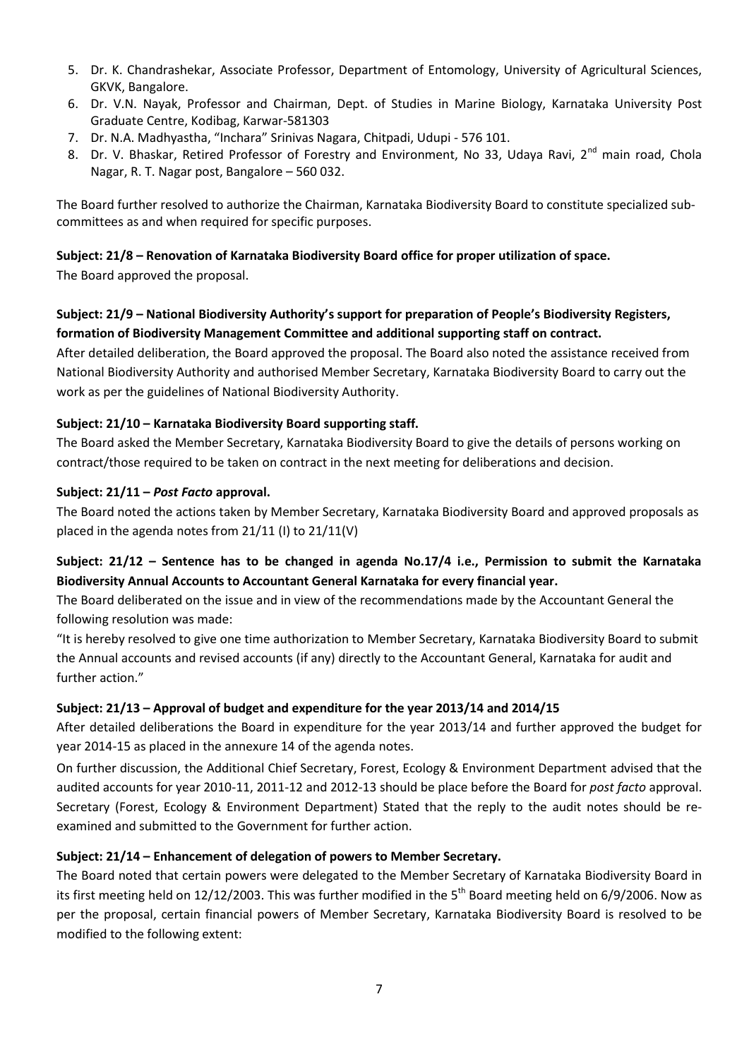5. Dr. K. Chandrashekar, Associate Professor, Department of Entomology, University of Agricultural Sciences, GKVK, Bangalore.
6. Dr. V.N. Nayak, Professor and Chairman, Dept. of Studies in Marine Biology, Karnataka University Post Graduate Centre, Kodibag, Karwar-581303
7. Dr. N.A. Madhyastha, "Inchara" Srinivas Nagara, Chitpadi, Udupi - 576 101.
8. Dr. V. Bhaskar, Retired Professor of Forestry and Environment, No 33, Udaya Ravi, 2nd main road, Chola Nagar, R. T. Nagar post, Bangalore – 560 032.

The Board further resolved to authorize the Chairman, Karnataka Biodiversity Board to constitute specialized sub-committees as and when required for specific purposes.

**Subject: 21/8 – Renovation of Karnataka Biodiversity Board office for proper utilization of space.**

The Board approved the proposal.

**Subject: 21/9 – National Biodiversity Authority's support for preparation of People's Biodiversity Registers, formation of Biodiversity Management Committee and additional supporting staff on contract.**

After detailed deliberation, the Board approved the proposal. The Board also noted the assistance received from National Biodiversity Authority and authorised Member Secretary, Karnataka Biodiversity Board to carry out the work as per the guidelines of National Biodiversity Authority.

**Subject: 21/10 – Karnataka Biodiversity Board supporting staff.**

The Board asked the Member Secretary, Karnataka Biodiversity Board to give the details of persons working on contract/those required to be taken on contract in the next meeting for deliberations and decision.

**Subject: 21/11 – *Post Facto* approval.**

The Board noted the actions taken by Member Secretary, Karnataka Biodiversity Board and approved proposals as placed in the agenda notes from 21/11 (I) to 21/11(V)

**Subject: 21/12 – Sentence has to be changed in agenda No.17/4 i.e., Permission to submit the Karnataka Biodiversity Annual Accounts to Accountant General Karnataka for every financial year.**

The Board deliberated on the issue and in view of the recommendations made by the Accountant General the following resolution was made:

"It is hereby resolved to give one time authorization to Member Secretary, Karnataka Biodiversity Board to submit the Annual accounts and revised accounts (if any) directly to the Accountant General, Karnataka for audit and further action."

**Subject: 21/13 – Approval of budget and expenditure for the year 2013/14 and 2014/15**

After detailed deliberations the Board in expenditure for the year 2013/14 and further approved the budget for year 2014-15 as placed in the annexure 14 of the agenda notes.

On further discussion, the Additional Chief Secretary, Forest, Ecology & Environment Department advised that the audited accounts for year 2010-11, 2011-12 and 2012-13 should be place before the Board for *post facto* approval. Secretary (Forest, Ecology & Environment Department) Stated that the reply to the audit notes should be re-examined and submitted to the Government for further action.

**Subject: 21/14 – Enhancement of delegation of powers to Member Secretary.**

The Board noted that certain powers were delegated to the Member Secretary of Karnataka Biodiversity Board in its first meeting held on 12/12/2003. This was further modified in the 5th Board meeting held on 6/9/2006. Now as per the proposal, certain financial powers of Member Secretary, Karnataka Biodiversity Board is resolved to be modified to the following extent: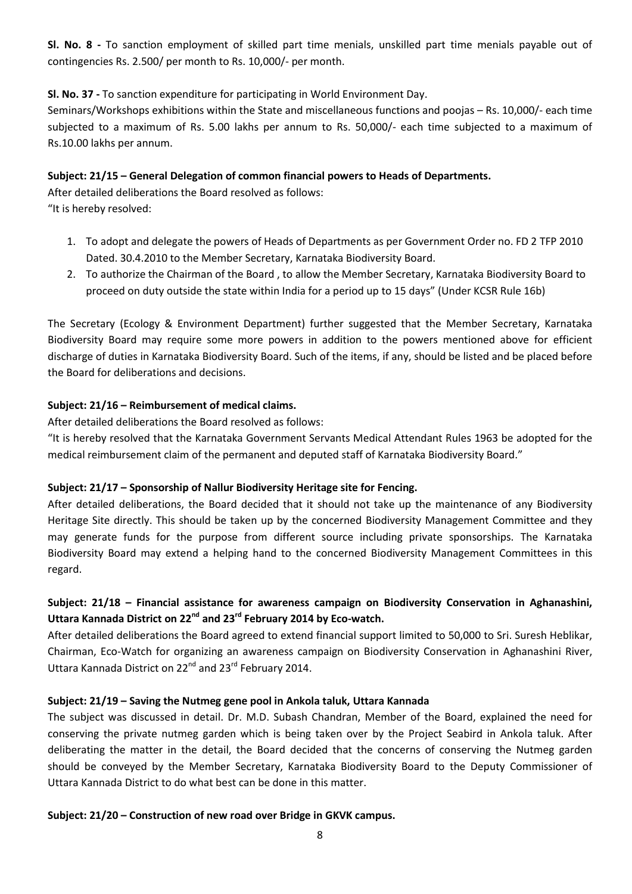**Sl. No. 8 -** To sanction employment of skilled part time menials, unskilled part time menials payable out of contingencies Rs. 2.500/ per month to Rs. 10,000/- per month.

**Sl. No. 37 -** To sanction expenditure for participating in World Environment Day.

Seminars/Workshops exhibitions within the State and miscellaneous functions and poojas – Rs. 10,000/- each time subjected to a maximum of Rs. 5.00 lakhs per annum to Rs. 50,000/- each time subjected to a maximum of Rs.10.00 lakhs per annum.

**Subject: 21/15 – General Delegation of common financial powers to Heads of Departments.**

After detailed deliberations the Board resolved as follows:

"It is hereby resolved:

1. To adopt and delegate the powers of Heads of Departments as per Government Order no. FD 2 TFP 2010 Dated. 30.4.2010 to the Member Secretary, Karnataka Biodiversity Board.
2. To authorize the Chairman of the Board , to allow the Member Secretary, Karnataka Biodiversity Board to proceed on duty outside the state within India for a period up to 15 days" (Under KCSR Rule 16b)

The Secretary (Ecology & Environment Department) further suggested that the Member Secretary, Karnataka Biodiversity Board may require some more powers in addition to the powers mentioned above for efficient discharge of duties in Karnataka Biodiversity Board. Such of the items, if any, should be listed and be placed before the Board for deliberations and decisions.

**Subject: 21/16 – Reimbursement of medical claims.**

After detailed deliberations the Board resolved as follows:

"It is hereby resolved that the Karnataka Government Servants Medical Attendant Rules 1963 be adopted for the medical reimbursement claim of the permanent and deputed staff of Karnataka Biodiversity Board."

**Subject: 21/17 – Sponsorship of Nallur Biodiversity Heritage site for Fencing.**

After detailed deliberations, the Board decided that it should not take up the maintenance of any Biodiversity Heritage Site directly. This should be taken up by the concerned Biodiversity Management Committee and they may generate funds for the purpose from different source including private sponsorships. The Karnataka Biodiversity Board may extend a helping hand to the concerned Biodiversity Management Committees in this regard.

**Subject: 21/18 – Financial assistance for awareness campaign on Biodiversity Conservation in Aghanashini, Uttara Kannada District on 22nd and 23rd February 2014 by Eco-watch.**

After detailed deliberations the Board agreed to extend financial support limited to 50,000 to Sri. Suresh Heblikar, Chairman, Eco-Watch for organizing an awareness campaign on Biodiversity Conservation in Aghanashini River, Uttara Kannada District on 22nd and 23rd February 2014.

**Subject: 21/19 – Saving the Nutmeg gene pool in Ankola taluk, Uttara Kannada**

The subject was discussed in detail. Dr. M.D. Subash Chandran, Member of the Board, explained the need for conserving the private nutmeg garden which is being taken over by the Project Seabird in Ankola taluk. After deliberating the matter in the detail, the Board decided that the concerns of conserving the Nutmeg garden should be conveyed by the Member Secretary, Karnataka Biodiversity Board to the Deputy Commissioner of Uttara Kannada District to do what best can be done in this matter.

**Subject: 21/20 – Construction of new road over Bridge in GKVK campus.**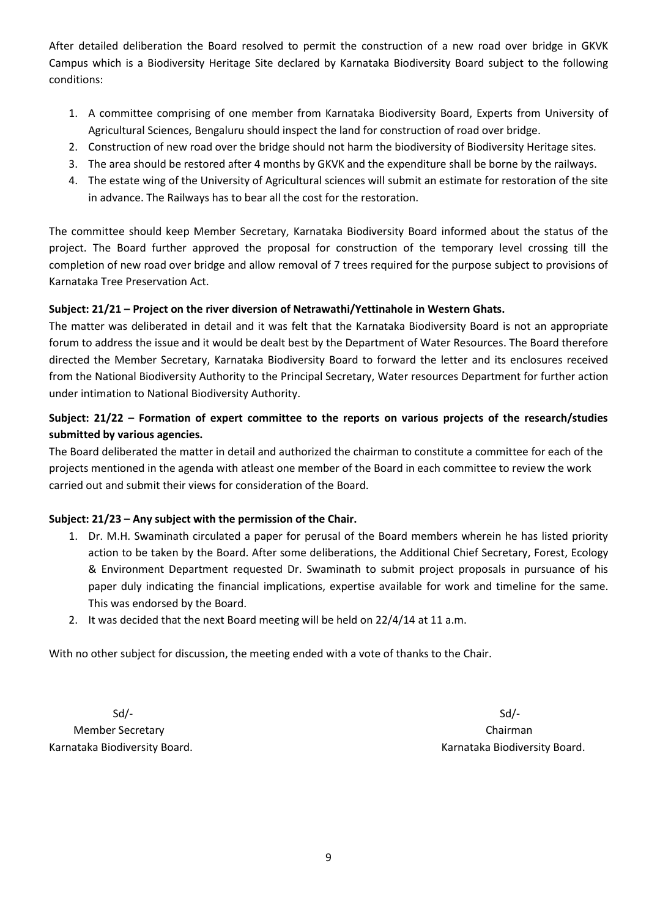After detailed deliberation the Board resolved to permit the construction of a new road over bridge in GKVK Campus which is a Biodiversity Heritage Site declared by Karnataka Biodiversity Board subject to the following conditions:

1. A committee comprising of one member from Karnataka Biodiversity Board, Experts from University of Agricultural Sciences, Bengaluru should inspect the land for construction of road over bridge.
2. Construction of new road over the bridge should not harm the biodiversity of Biodiversity Heritage sites.
3. The area should be restored after 4 months by GKVK and the expenditure shall be borne by the railways.
4. The estate wing of the University of Agricultural sciences will submit an estimate for restoration of the site in advance. The Railways has to bear all the cost for the restoration.

The committee should keep Member Secretary, Karnataka Biodiversity Board informed about the status of the project. The Board further approved the proposal for construction of the temporary level crossing till the completion of new road over bridge and allow removal of 7 trees required for the purpose subject to provisions of Karnataka Tree Preservation Act.

**Subject: 21/21 – Project on the river diversion of Netrawathi/Yettinahole in Western Ghats.**

The matter was deliberated in detail and it was felt that the Karnataka Biodiversity Board is not an appropriate forum to address the issue and it would be dealt best by the Department of Water Resources. The Board therefore directed the Member Secretary, Karnataka Biodiversity Board to forward the letter and its enclosures received from the National Biodiversity Authority to the Principal Secretary, Water resources Department for further action under intimation to National Biodiversity Authority.

**Subject: 21/22 – Formation of expert committee to the reports on various projects of the research/studies submitted by various agencies.**

The Board deliberated the matter in detail and authorized the chairman to constitute a committee for each of the projects mentioned in the agenda with atleast one member of the Board in each committee to review the work carried out and submit their views for consideration of the Board.

**Subject: 21/23 – Any subject with the permission of the Chair.**

1. Dr. M.H. Swaminath circulated a paper for perusal of the Board members wherein he has listed priority action to be taken by the Board. After some deliberations, the Additional Chief Secretary, Forest, Ecology & Environment Department requested Dr. Swaminath to submit project proposals in pursuance of his paper duly indicating the financial implications, expertise available for work and timeline for the same. This was endorsed by the Board.
2. It was decided that the next Board meeting will be held on 22/4/14 at 11 a.m.

With no other subject for discussion, the meeting ended with a vote of thanks to the Chair.

| | |
|---|---|
| Sd/- | Sd/- |
| Member Secretary | Chairman |
| Karnataka Biodiversity Board. | Karnataka Biodiversity Board. |